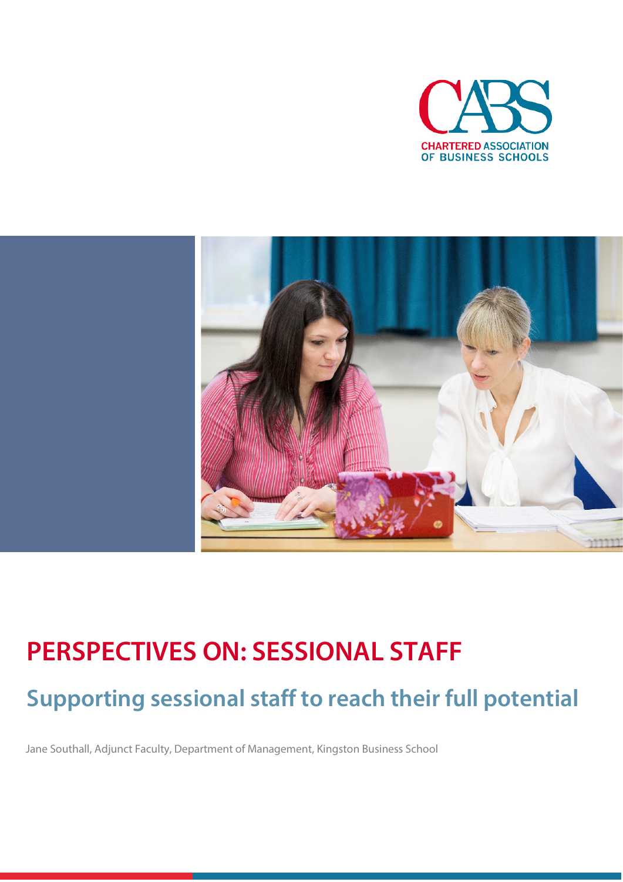CHARTERED ASSOCIATION OF BUSINESS SCHOOLS

# PERSPECTIVES ON: SESSIONAL STAFF

## Supporting sessional staff to reach their full potential

Jane Southall, Adjunct Faculty, Department of Management, Kingston Business School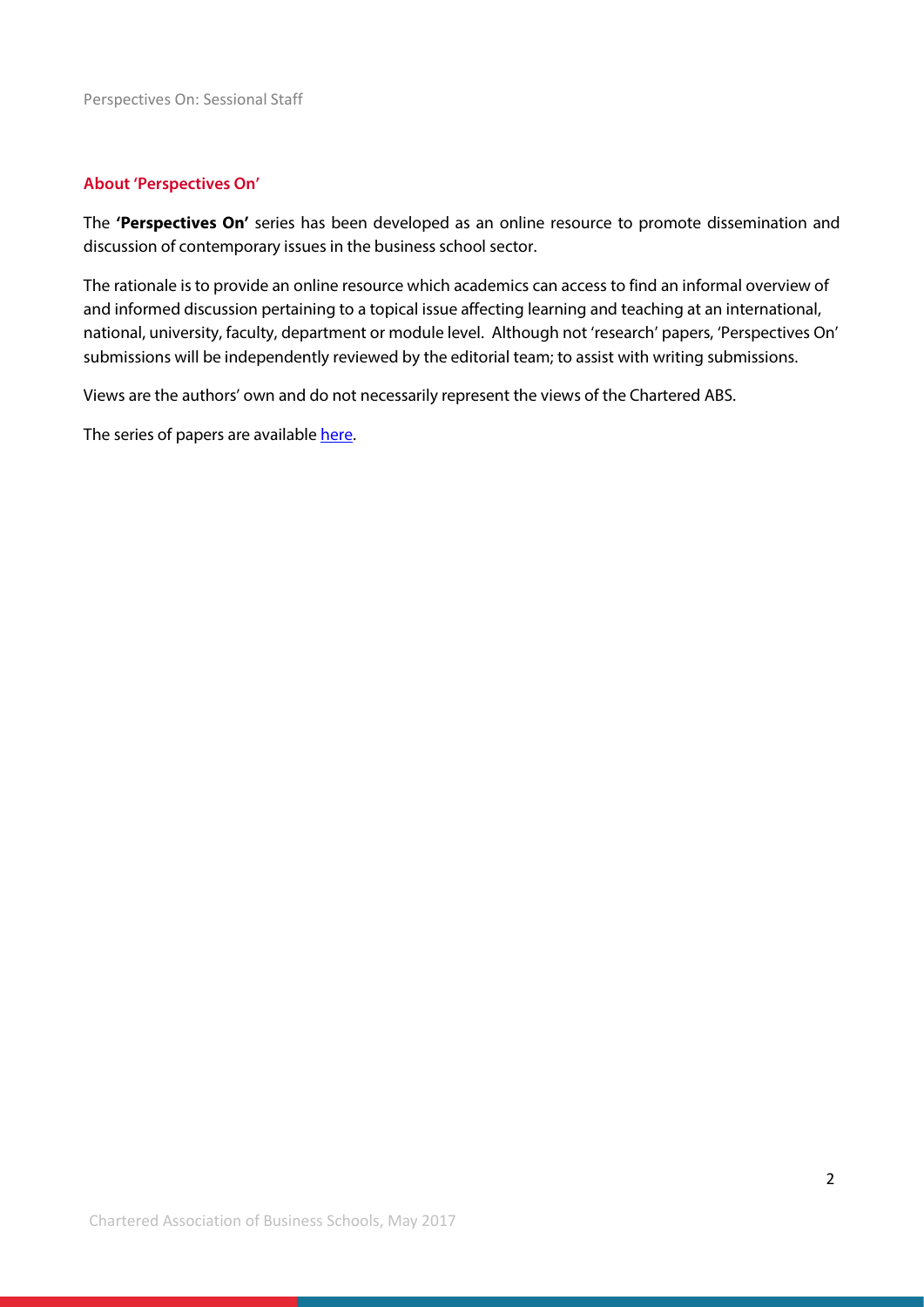## About 'Perspectives On'

The **'Perspectives On'** series has been developed as an online resource to promote dissemination and discussion of contemporary issues in the business school sector.

The rationale is to provide an online resource which academics can access to find an informal overview of and informed discussion pertaining to a topical issue affecting learning and teaching at an international, national, university, faculty, department or module level. Although not 'research' papers, 'Perspectives On' submissions will be independently reviewed by the editorial team; to assist with writing submissions.

Views are the authors' own and do not necessarily represent the views of the Chartered ABS.

The series of papers are available here.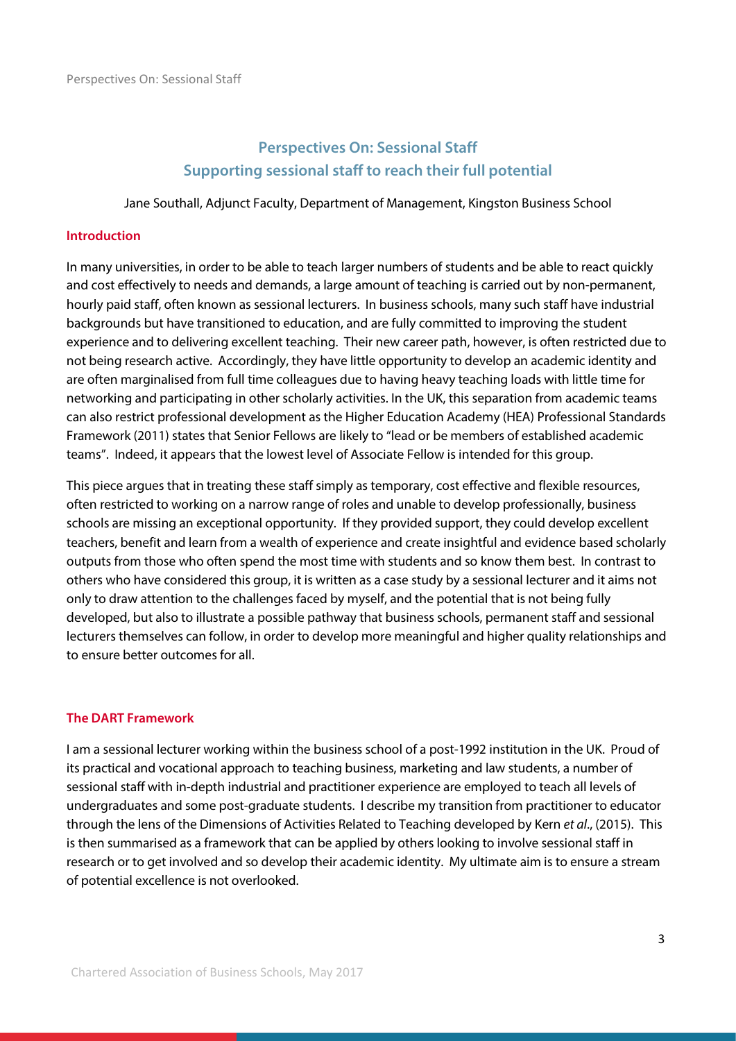# Perspectives On: Sessional Staff
## Supporting sessional staff to reach their full potential

Jane Southall, Adjunct Faculty, Department of Management, Kingston Business School

### Introduction

In many universities, in order to be able to teach larger numbers of students and be able to react quickly and cost effectively to needs and demands, a large amount of teaching is carried out by non-permanent, hourly paid staff, often known as sessional lecturers. In business schools, many such staff have industrial backgrounds but have transitioned to education, and are fully committed to improving the student experience and to delivering excellent teaching. Their new career path, however, is often restricted due to not being research active. Accordingly, they have little opportunity to develop an academic identity and are often marginalised from full time colleagues due to having heavy teaching loads with little time for networking and participating in other scholarly activities. In the UK, this separation from academic teams can also restrict professional development as the Higher Education Academy (HEA) Professional Standards Framework (2011) states that Senior Fellows are likely to "lead or be members of established academic teams". Indeed, it appears that the lowest level of Associate Fellow is intended for this group.

This piece argues that in treating these staff simply as temporary, cost effective and flexible resources, often restricted to working on a narrow range of roles and unable to develop professionally, business schools are missing an exceptional opportunity. If they provided support, they could develop excellent teachers, benefit and learn from a wealth of experience and create insightful and evidence based scholarly outputs from those who often spend the most time with students and so know them best. In contrast to others who have considered this group, it is written as a case study by a sessional lecturer and it aims not only to draw attention to the challenges faced by myself, and the potential that is not being fully developed, but also to illustrate a possible pathway that business schools, permanent staff and sessional lecturers themselves can follow, in order to develop more meaningful and higher quality relationships and to ensure better outcomes for all.

### The DART Framework

I am a sessional lecturer working within the business school of a post-1992 institution in the UK. Proud of its practical and vocational approach to teaching business, marketing and law students, a number of sessional staff with in-depth industrial and practitioner experience are employed to teach all levels of undergraduates and some post-graduate students. I describe my transition from practitioner to educator through the lens of the Dimensions of Activities Related to Teaching developed by Kern *et al*., (2015). This is then summarised as a framework that can be applied by others looking to involve sessional staff in research or to get involved and so develop their academic identity. My ultimate aim is to ensure a stream of potential excellence is not overlooked.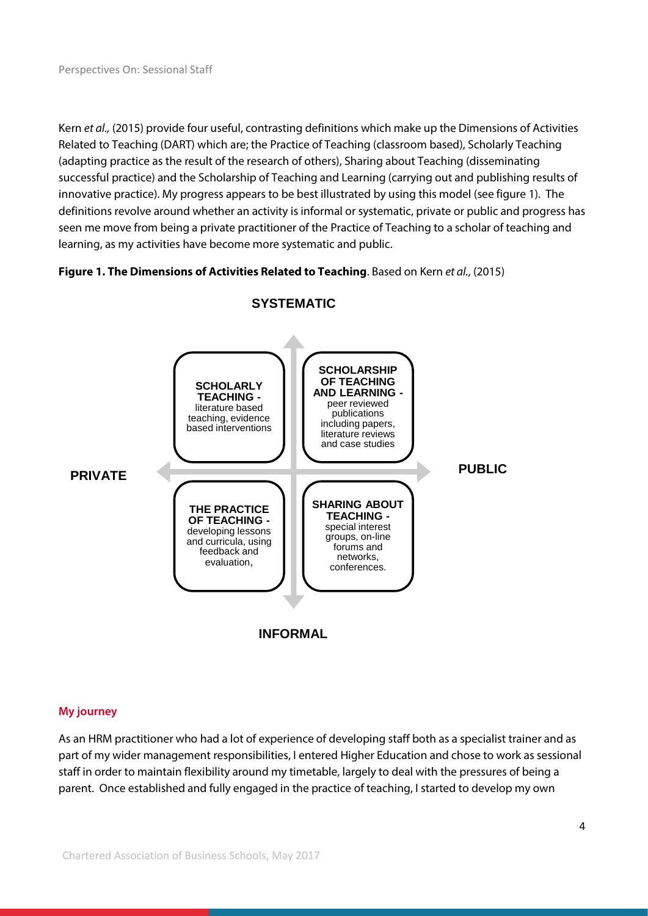Kern *et al.,* (2015) provide four useful, contrasting definitions which make up the Dimensions of Activities Related to Teaching (DART) which are; the Practice of Teaching (classroom based), Scholarly Teaching (adapting practice as the result of the research of others), Sharing about Teaching (disseminating successful practice) and the Scholarship of Teaching and Learning (carrying out and publishing results of innovative practice). My progress appears to be best illustrated by using this model (see figure 1). The definitions revolve around whether an activity is informal or systematic, private or public and progress has seen me move from being a private practitioner of the Practice of Teaching to a scholar of teaching and learning, as my activities have become more systematic and public.

**Figure 1. The Dimensions of Activities Related to Teaching**. Based on Kern *et al*., (2015)

**SYSTEMATIC**

| | PRIVATE | PUBLIC |
|---|---|---|
| **SYSTEMATIC** | **SCHOLARLY TEACHING -** literature based teaching, evidence based interventions | **SCHOLARSHIP OF TEACHING AND LEARNING -** peer reviewed publications including papers, literature reviews and case studies |
| **INFORMAL** | **THE PRACTICE OF TEACHING -** developing lessons and curricula, using feedback and evaluation, | **SHARING ABOUT TEACHING -** special interest groups, on-line forums and networks, conferences. |

**INFORMAL**

#### My journey

As an HRM practitioner who had a lot of experience of developing staff both as a specialist trainer and as part of my wider management responsibilities, I entered Higher Education and chose to work as sessional staff in order to maintain flexibility around my timetable, largely to deal with the pressures of being a parent. Once established and fully engaged in the practice of teaching, I started to develop my own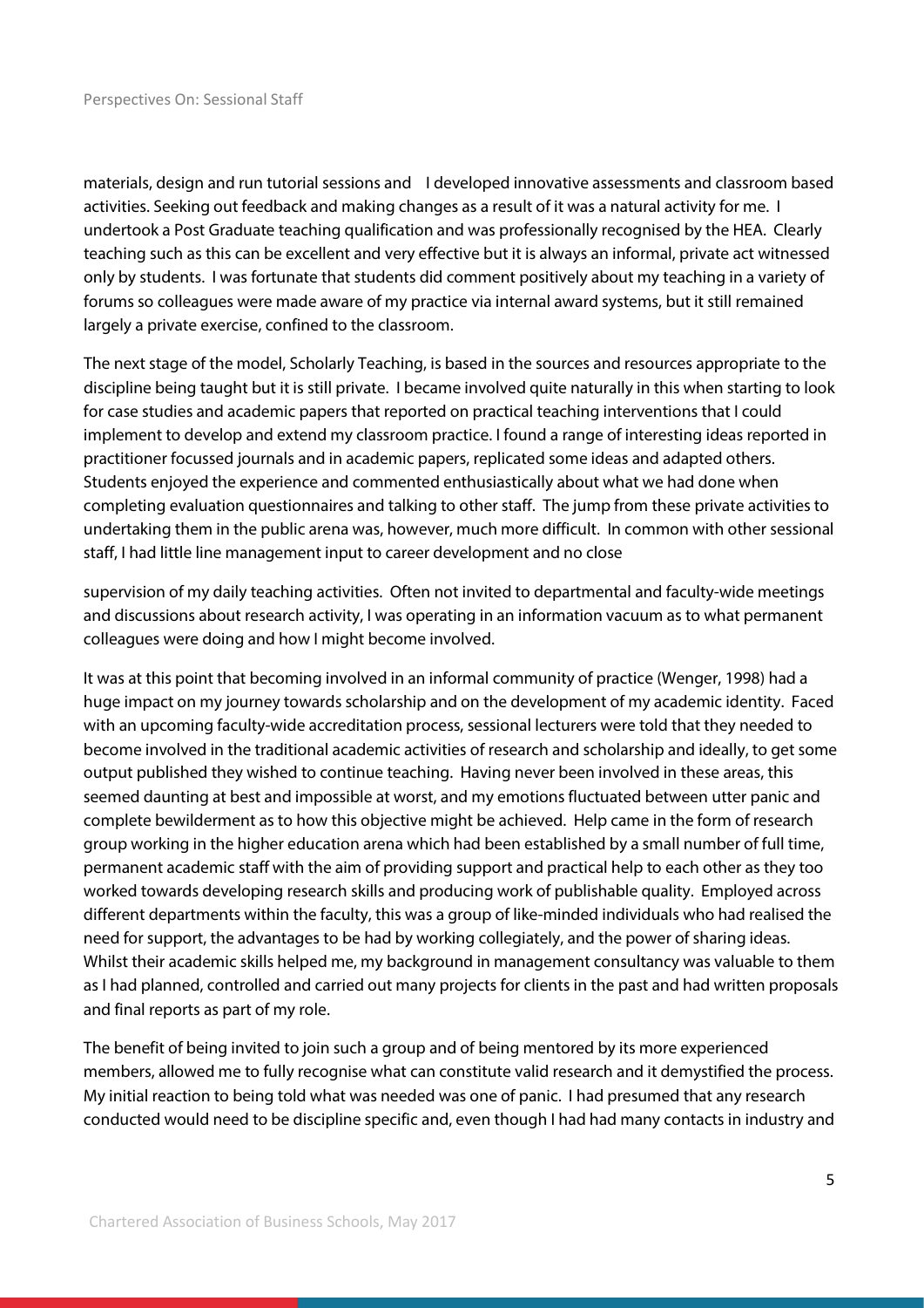materials, design and run tutorial sessions and I developed innovative assessments and classroom based activities. Seeking out feedback and making changes as a result of it was a natural activity for me. I undertook a Post Graduate teaching qualification and was professionally recognised by the HEA. Clearly teaching such as this can be excellent and very effective but it is always an informal, private act witnessed only by students. I was fortunate that students did comment positively about my teaching in a variety of forums so colleagues were made aware of my practice via internal award systems, but it still remained largely a private exercise, confined to the classroom.

The next stage of the model, Scholarly Teaching, is based in the sources and resources appropriate to the discipline being taught but it is still private. I became involved quite naturally in this when starting to look for case studies and academic papers that reported on practical teaching interventions that I could implement to develop and extend my classroom practice. I found a range of interesting ideas reported in practitioner focussed journals and in academic papers, replicated some ideas and adapted others. Students enjoyed the experience and commented enthusiastically about what we had done when completing evaluation questionnaires and talking to other staff. The jump from these private activities to undertaking them in the public arena was, however, much more difficult. In common with other sessional staff, I had little line management input to career development and no close supervision of my daily teaching activities. Often not invited to departmental and faculty-wide meetings and discussions about research activity, I was operating in an information vacuum as to what permanent colleagues were doing and how I might become involved.

It was at this point that becoming involved in an informal community of practice (Wenger, 1998) had a huge impact on my journey towards scholarship and on the development of my academic identity. Faced with an upcoming faculty-wide accreditation process, sessional lecturers were told that they needed to become involved in the traditional academic activities of research and scholarship and ideally, to get some output published they wished to continue teaching. Having never been involved in these areas, this seemed daunting at best and impossible at worst, and my emotions fluctuated between utter panic and complete bewilderment as to how this objective might be achieved. Help came in the form of research group working in the higher education arena which had been established by a small number of full time, permanent academic staff with the aim of providing support and practical help to each other as they too worked towards developing research skills and producing work of publishable quality. Employed across different departments within the faculty, this was a group of like-minded individuals who had realised the need for support, the advantages to be had by working collegiately, and the power of sharing ideas. Whilst their academic skills helped me, my background in management consultancy was valuable to them as I had planned, controlled and carried out many projects for clients in the past and had written proposals and final reports as part of my role.

The benefit of being invited to join such a group and of being mentored by its more experienced members, allowed me to fully recognise what can constitute valid research and it demystified the process. My initial reaction to being told what was needed was one of panic. I had presumed that any research conducted would need to be discipline specific and, even though I had had many contacts in industry and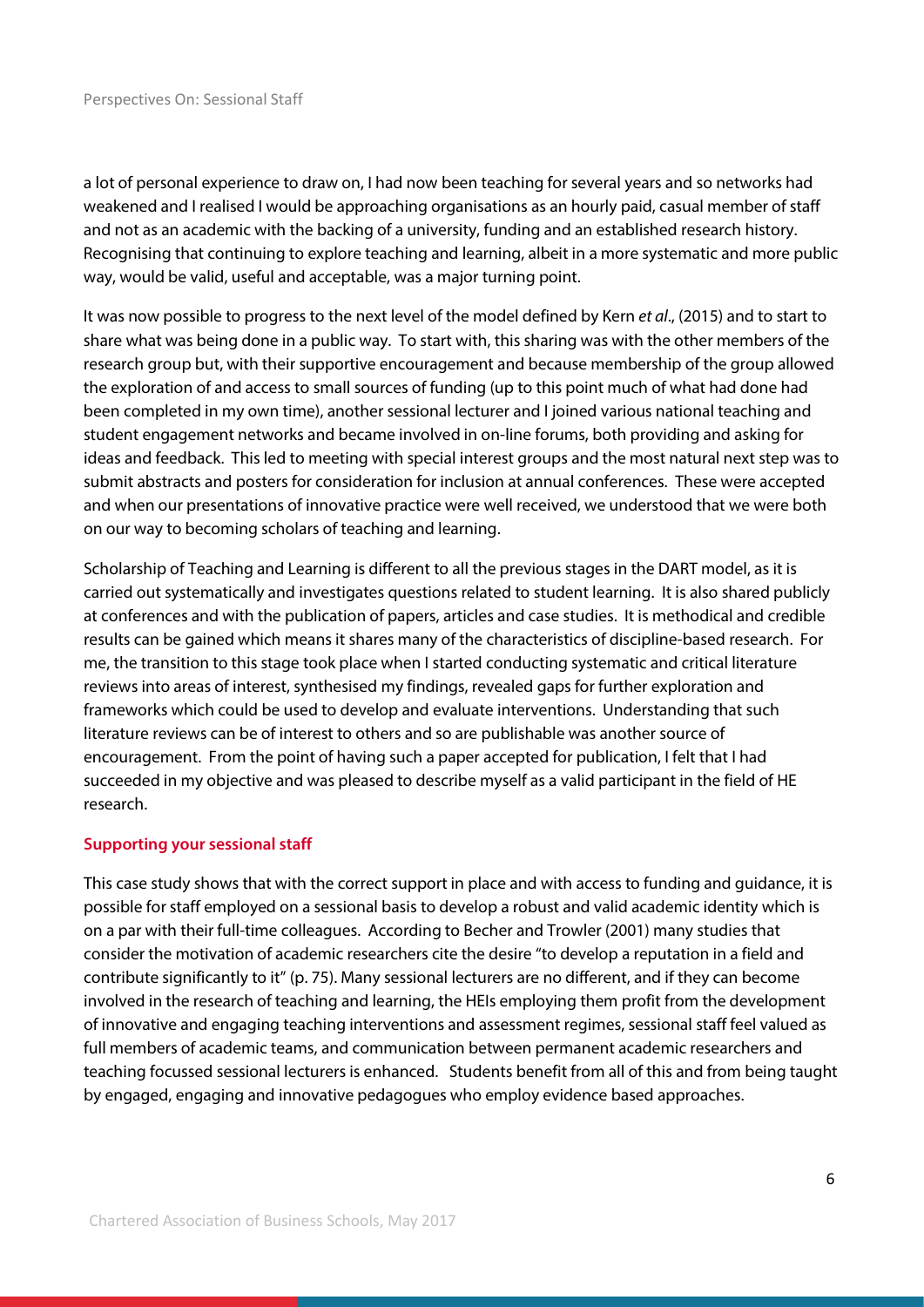a lot of personal experience to draw on, I had now been teaching for several years and so networks had weakened and I realised I would be approaching organisations as an hourly paid, casual member of staff and not as an academic with the backing of a university, funding and an established research history. Recognising that continuing to explore teaching and learning, albeit in a more systematic and more public way, would be valid, useful and acceptable, was a major turning point.

It was now possible to progress to the next level of the model defined by Kern *et al*., (2015) and to start to share what was being done in a public way. To start with, this sharing was with the other members of the research group but, with their supportive encouragement and because membership of the group allowed the exploration of and access to small sources of funding (up to this point much of what had done had been completed in my own time), another sessional lecturer and I joined various national teaching and student engagement networks and became involved in on-line forums, both providing and asking for ideas and feedback. This led to meeting with special interest groups and the most natural next step was to submit abstracts and posters for consideration for inclusion at annual conferences. These were accepted and when our presentations of innovative practice were well received, we understood that we were both on our way to becoming scholars of teaching and learning.

Scholarship of Teaching and Learning is different to all the previous stages in the DART model, as it is carried out systematically and investigates questions related to student learning. It is also shared publicly at conferences and with the publication of papers, articles and case studies. It is methodical and credible results can be gained which means it shares many of the characteristics of discipline-based research. For me, the transition to this stage took place when I started conducting systematic and critical literature reviews into areas of interest, synthesised my findings, revealed gaps for further exploration and frameworks which could be used to develop and evaluate interventions. Understanding that such literature reviews can be of interest to others and so are publishable was another source of encouragement. From the point of having such a paper accepted for publication, I felt that I had succeeded in my objective and was pleased to describe myself as a valid participant in the field of HE research.

### Supporting your sessional staff

This case study shows that with the correct support in place and with access to funding and guidance, it is possible for staff employed on a sessional basis to develop a robust and valid academic identity which is on a par with their full-time colleagues. According to Becher and Trowler (2001) many studies that consider the motivation of academic researchers cite the desire "to develop a reputation in a field and contribute significantly to it" (p. 75). Many sessional lecturers are no different, and if they can become involved in the research of teaching and learning, the HEIs employing them profit from the development of innovative and engaging teaching interventions and assessment regimes, sessional staff feel valued as full members of academic teams, and communication between permanent academic researchers and teaching focussed sessional lecturers is enhanced. Students benefit from all of this and from being taught by engaged, engaging and innovative pedagogues who employ evidence based approaches.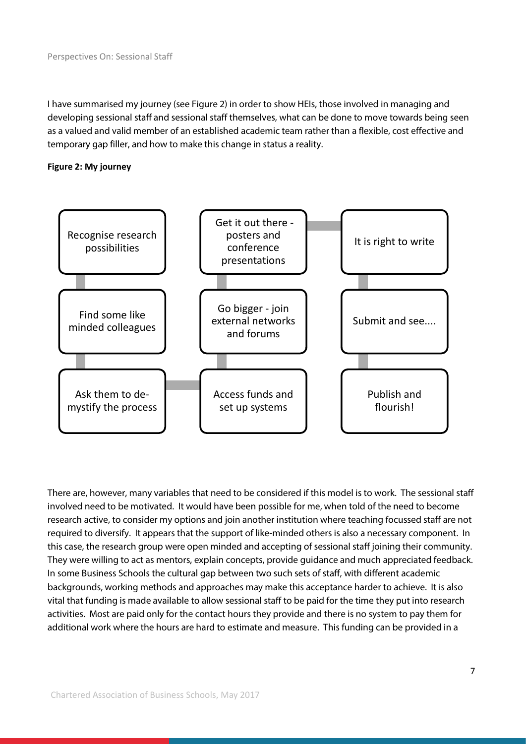I have summarised my journey (see Figure 2) in order to show HEIs, those involved in managing and developing sessional staff and sessional staff themselves, what can be done to move towards being seen as a valued and valid member of an established academic team rather than a flexible, cost effective and temporary gap filler, and how to make this change in status a reality.

**Figure 2: My journey**

1. Recognise research possibilities
2. Find some like minded colleagues
3. Ask them to de-mystify the process
4. Access funds and set up systems
5. Go bigger - join external networks and forums
6. Get it out there - posters and conference presentations
7. It is right to write
8. Submit and see....
9. Publish and flourish!

There are, however, many variables that need to be considered if this model is to work. The sessional staff involved need to be motivated. It would have been possible for me, when told of the need to become research active, to consider my options and join another institution where teaching focussed staff are not required to diversify. It appears that the support of like-minded others is also a necessary component. In this case, the research group were open minded and accepting of sessional staff joining their community. They were willing to act as mentors, explain concepts, provide guidance and much appreciated feedback. In some Business Schools the cultural gap between two such sets of staff, with different academic backgrounds, working methods and approaches may make this acceptance harder to achieve. It is also vital that funding is made available to allow sessional staff to be paid for the time they put into research activities. Most are paid only for the contact hours they provide and there is no system to pay them for additional work where the hours are hard to estimate and measure. This funding can be provided in a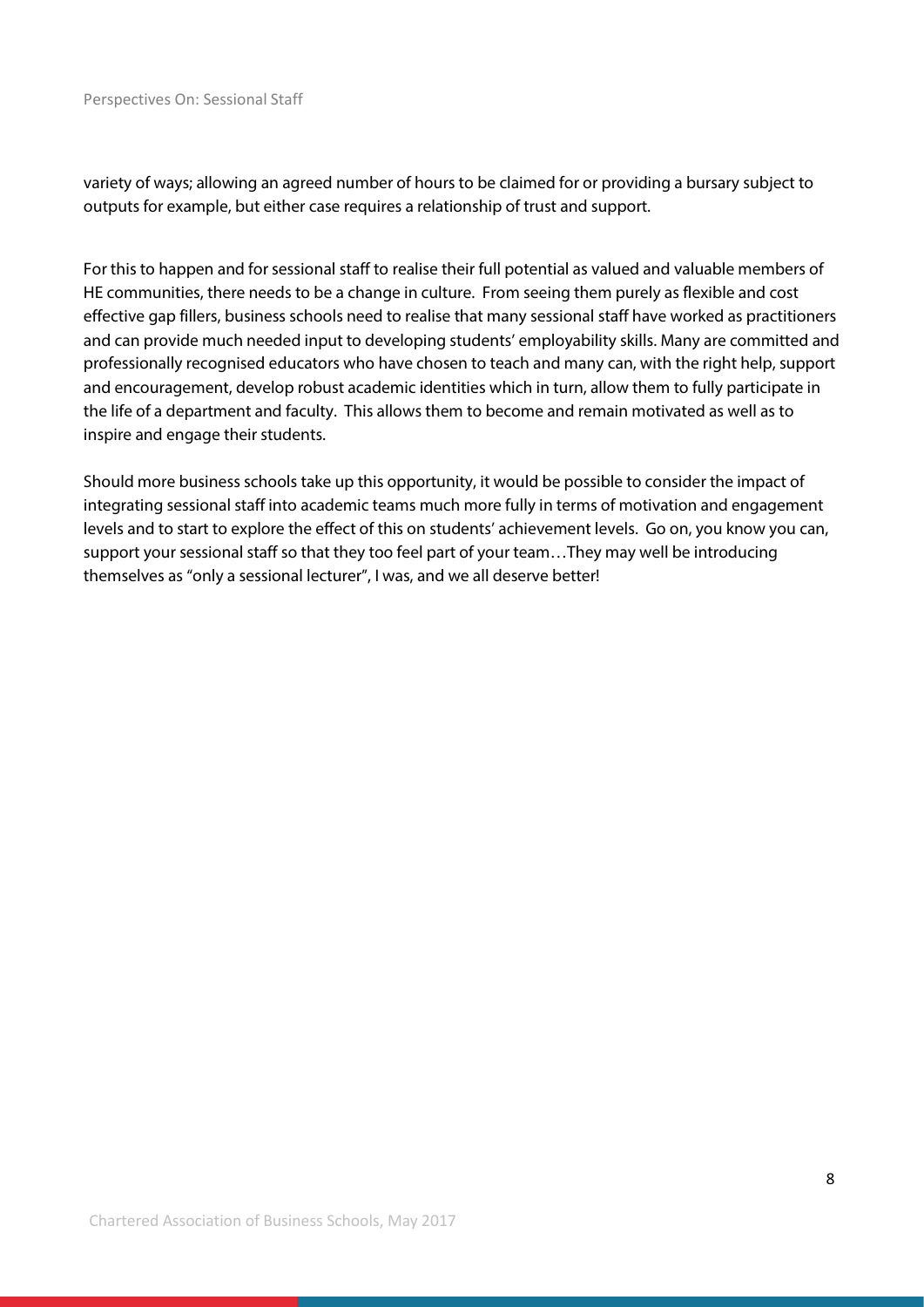variety of ways; allowing an agreed number of hours to be claimed for or providing a bursary subject to outputs for example, but either case requires a relationship of trust and support.

For this to happen and for sessional staff to realise their full potential as valued and valuable members of HE communities, there needs to be a change in culture. From seeing them purely as flexible and cost effective gap fillers, business schools need to realise that many sessional staff have worked as practitioners and can provide much needed input to developing students' employability skills. Many are committed and professionally recognised educators who have chosen to teach and many can, with the right help, support and encouragement, develop robust academic identities which in turn, allow them to fully participate in the life of a department and faculty. This allows them to become and remain motivated as well as to inspire and engage their students.

Should more business schools take up this opportunity, it would be possible to consider the impact of integrating sessional staff into academic teams much more fully in terms of motivation and engagement levels and to start to explore the effect of this on students' achievement levels. Go on, you know you can, support your sessional staff so that they too feel part of your team…They may well be introducing themselves as "only a sessional lecturer", I was, and we all deserve better!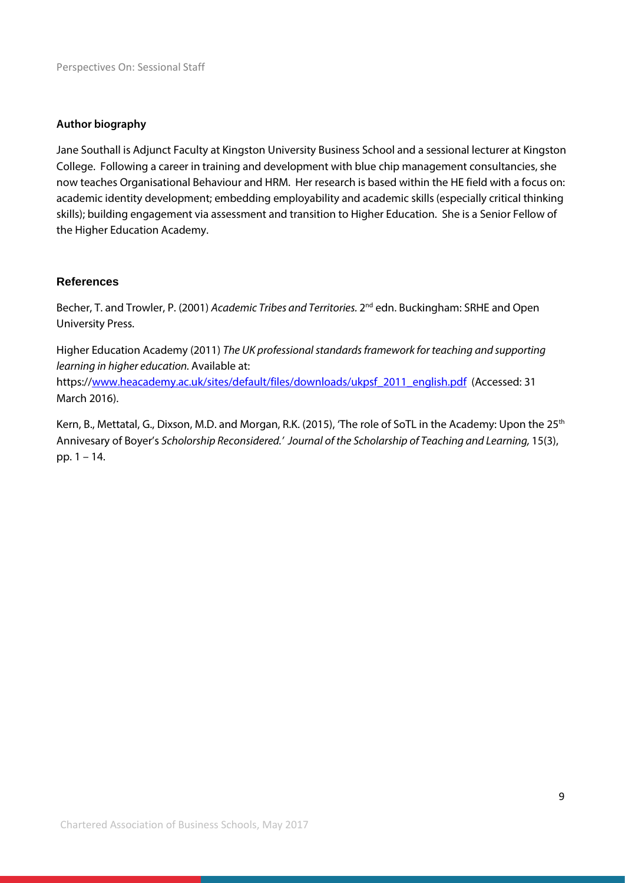### Author biography

Jane Southall is Adjunct Faculty at Kingston University Business School and a sessional lecturer at Kingston College. Following a career in training and development with blue chip management consultancies, she now teaches Organisational Behaviour and HRM. Her research is based within the HE field with a focus on: academic identity development; embedding employability and academic skills (especially critical thinking skills); building engagement via assessment and transition to Higher Education. She is a Senior Fellow of the Higher Education Academy.

## References

Becher, T. and Trowler, P. (2001) *Academic Tribes and Territories.* 2nd edn. Buckingham: SRHE and Open University Press.

Higher Education Academy (2011) *The UK professional standards framework for teaching and supporting learning in higher education*. Available at: https://www.heacademy.ac.uk/sites/default/files/downloads/ukpsf_2011_english.pdf (Accessed: 31 March 2016).

Kern, B., Mettatal, G., Dixson, M.D. and Morgan, R.K. (2015), 'The role of SoTL in the Academy: Upon the 25th Annivesary of Boyer's *Scholorship Reconsidered.'* *Journal of the Scholarship of Teaching and Learning,* 15(3), pp. 1 – 14.